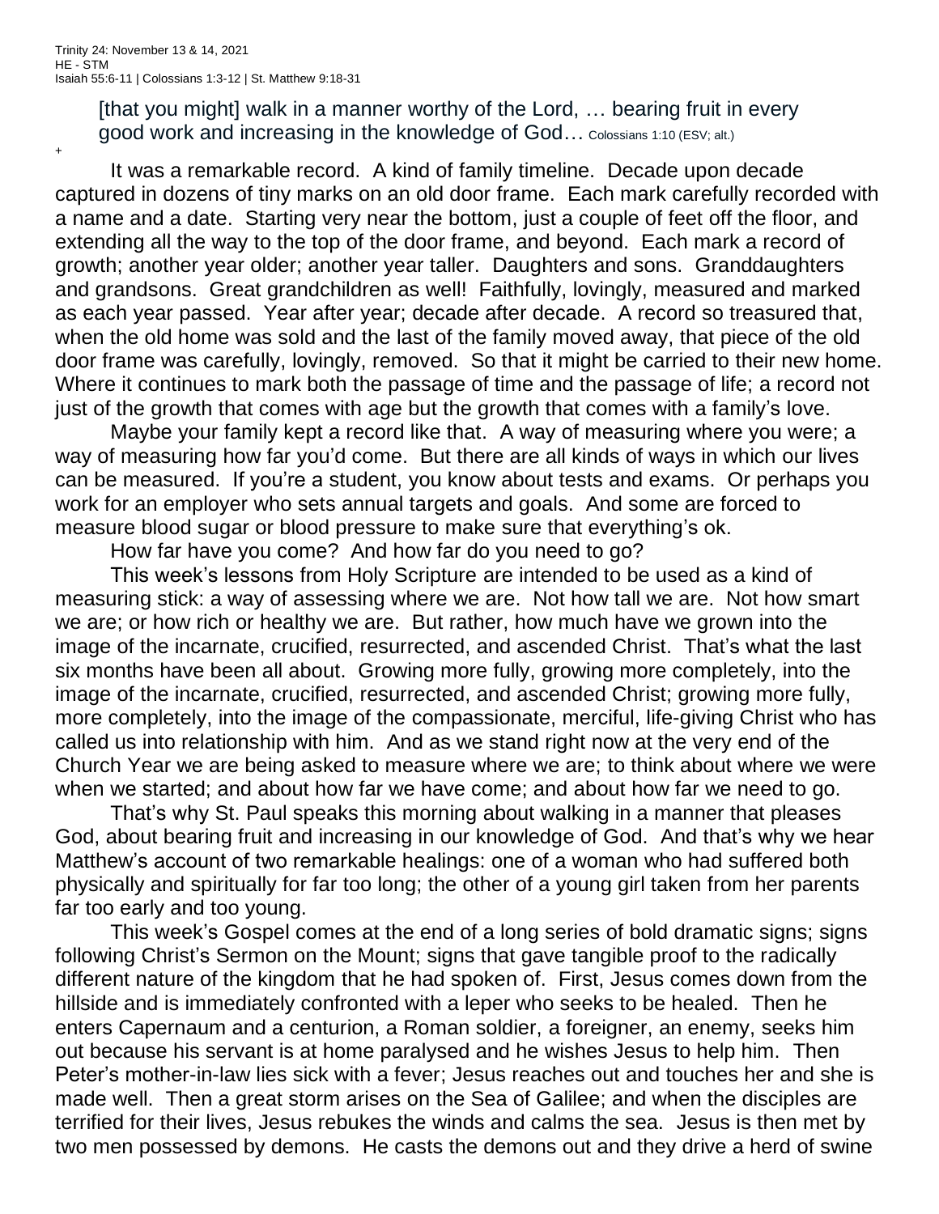Trinity 24: November 13 & 14, 2021
HE - STM
Isaiah 55:6-11 | Colossians 1:3-12 | St. Matthew 9:18-31

> [that you might] walk in a manner worthy of the Lord, … bearing fruit in every good work and increasing in the knowledge of God… Colossians 1:10 (ESV; alt.)

+

It was a remarkable record. A kind of family timeline. Decade upon decade captured in dozens of tiny marks on an old door frame. Each mark carefully recorded with a name and a date. Starting very near the bottom, just a couple of feet off the floor, and extending all the way to the top of the door frame, and beyond. Each mark a record of growth; another year older; another year taller. Daughters and sons. Granddaughters and grandsons. Great grandchildren as well! Faithfully, lovingly, measured and marked as each year passed. Year after year; decade after decade. A record so treasured that, when the old home was sold and the last of the family moved away, that piece of the old door frame was carefully, lovingly, removed. So that it might be carried to their new home. Where it continues to mark both the passage of time and the passage of life; a record not just of the growth that comes with age but the growth that comes with a family's love.

Maybe your family kept a record like that. A way of measuring where you were; a way of measuring how far you'd come. But there are all kinds of ways in which our lives can be measured. If you're a student, you know about tests and exams. Or perhaps you work for an employer who sets annual targets and goals. And some are forced to measure blood sugar or blood pressure to make sure that everything's ok.

How far have you come? And how far do you need to go?

This week's lessons from Holy Scripture are intended to be used as a kind of measuring stick: a way of assessing where we are. Not how tall we are. Not how smart we are; or how rich or healthy we are. But rather, how much have we grown into the image of the incarnate, crucified, resurrected, and ascended Christ. That's what the last six months have been all about. Growing more fully, growing more completely, into the image of the incarnate, crucified, resurrected, and ascended Christ; growing more fully, more completely, into the image of the compassionate, merciful, life-giving Christ who has called us into relationship with him. And as we stand right now at the very end of the Church Year we are being asked to measure where we are; to think about where we were when we started; and about how far we have come; and about how far we need to go.

That's why St. Paul speaks this morning about walking in a manner that pleases God, about bearing fruit and increasing in our knowledge of God. And that's why we hear Matthew's account of two remarkable healings: one of a woman who had suffered both physically and spiritually for far too long; the other of a young girl taken from her parents far too early and too young.

This week's Gospel comes at the end of a long series of bold dramatic signs; signs following Christ's Sermon on the Mount; signs that gave tangible proof to the radically different nature of the kingdom that he had spoken of. First, Jesus comes down from the hillside and is immediately confronted with a leper who seeks to be healed. Then he enters Capernaum and a centurion, a Roman soldier, a foreigner, an enemy, seeks him out because his servant is at home paralysed and he wishes Jesus to help him. Then Peter's mother-in-law lies sick with a fever; Jesus reaches out and touches her and she is made well. Then a great storm arises on the Sea of Galilee; and when the disciples are terrified for their lives, Jesus rebukes the winds and calms the sea. Jesus is then met by two men possessed by demons. He casts the demons out and they drive a herd of swine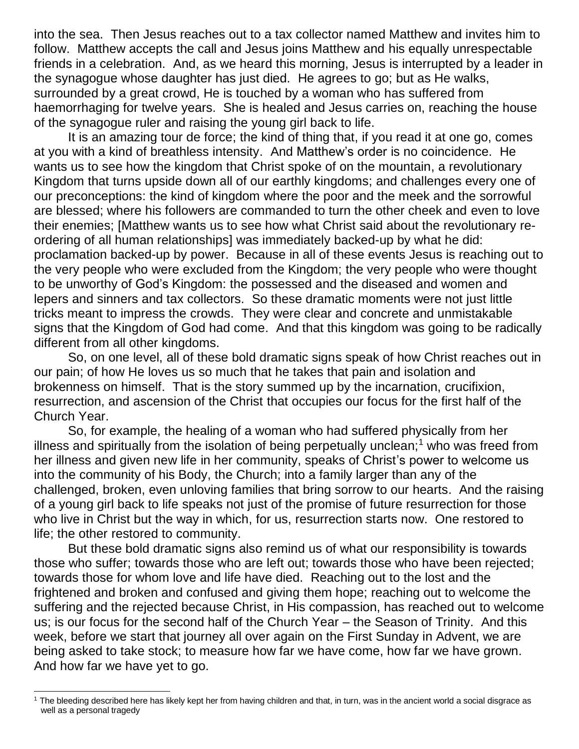into the sea. Then Jesus reaches out to a tax collector named Matthew and invites him to follow. Matthew accepts the call and Jesus joins Matthew and his equally unrespectable friends in a celebration. And, as we heard this morning, Jesus is interrupted by a leader in the synagogue whose daughter has just died. He agrees to go; but as He walks, surrounded by a great crowd, He is touched by a woman who has suffered from haemorrhaging for twelve years. She is healed and Jesus carries on, reaching the house of the synagogue ruler and raising the young girl back to life.

It is an amazing tour de force; the kind of thing that, if you read it at one go, comes at you with a kind of breathless intensity. And Matthew's order is no coincidence. He wants us to see how the kingdom that Christ spoke of on the mountain, a revolutionary Kingdom that turns upside down all of our earthly kingdoms; and challenges every one of our preconceptions: the kind of kingdom where the poor and the meek and the sorrowful are blessed; where his followers are commanded to turn the other cheek and even to love their enemies; [Matthew wants us to see how what Christ said about the revolutionary re-ordering of all human relationships] was immediately backed-up by what he did: proclamation backed-up by power. Because in all of these events Jesus is reaching out to the very people who were excluded from the Kingdom; the very people who were thought to be unworthy of God's Kingdom: the possessed and the diseased and women and lepers and sinners and tax collectors. So these dramatic moments were not just little tricks meant to impress the crowds. They were clear and concrete and unmistakable signs that the Kingdom of God had come. And that this kingdom was going to be radically different from all other kingdoms.

So, on one level, all of these bold dramatic signs speak of how Christ reaches out in our pain; of how He loves us so much that he takes that pain and isolation and brokenness on himself. That is the story summed up by the incarnation, crucifixion, resurrection, and ascension of the Christ that occupies our focus for the first half of the Church Year.

So, for example, the healing of a woman who had suffered physically from her illness and spiritually from the isolation of being perpetually unclean;[1] who was freed from her illness and given new life in her community, speaks of Christ's power to welcome us into the community of his Body, the Church; into a family larger than any of the challenged, broken, even unloving families that bring sorrow to our hearts. And the raising of a young girl back to life speaks not just of the promise of future resurrection for those who live in Christ but the way in which, for us, resurrection starts now. One restored to life; the other restored to community.

But these bold dramatic signs also remind us of what our responsibility is towards those who suffer; towards those who are left out; towards those who have been rejected; towards those for whom love and life have died. Reaching out to the lost and the frightened and broken and confused and giving them hope; reaching out to welcome the suffering and the rejected because Christ, in His compassion, has reached out to welcome us; is our focus for the second half of the Church Year – the Season of Trinity. And this week, before we start that journey all over again on the First Sunday in Advent, we are being asked to take stock; to measure how far we have come, how far we have grown. And how far we have yet to go.

[1] The bleeding described here has likely kept her from having children and that, in turn, was in the ancient world a social disgrace as well as a personal tragedy